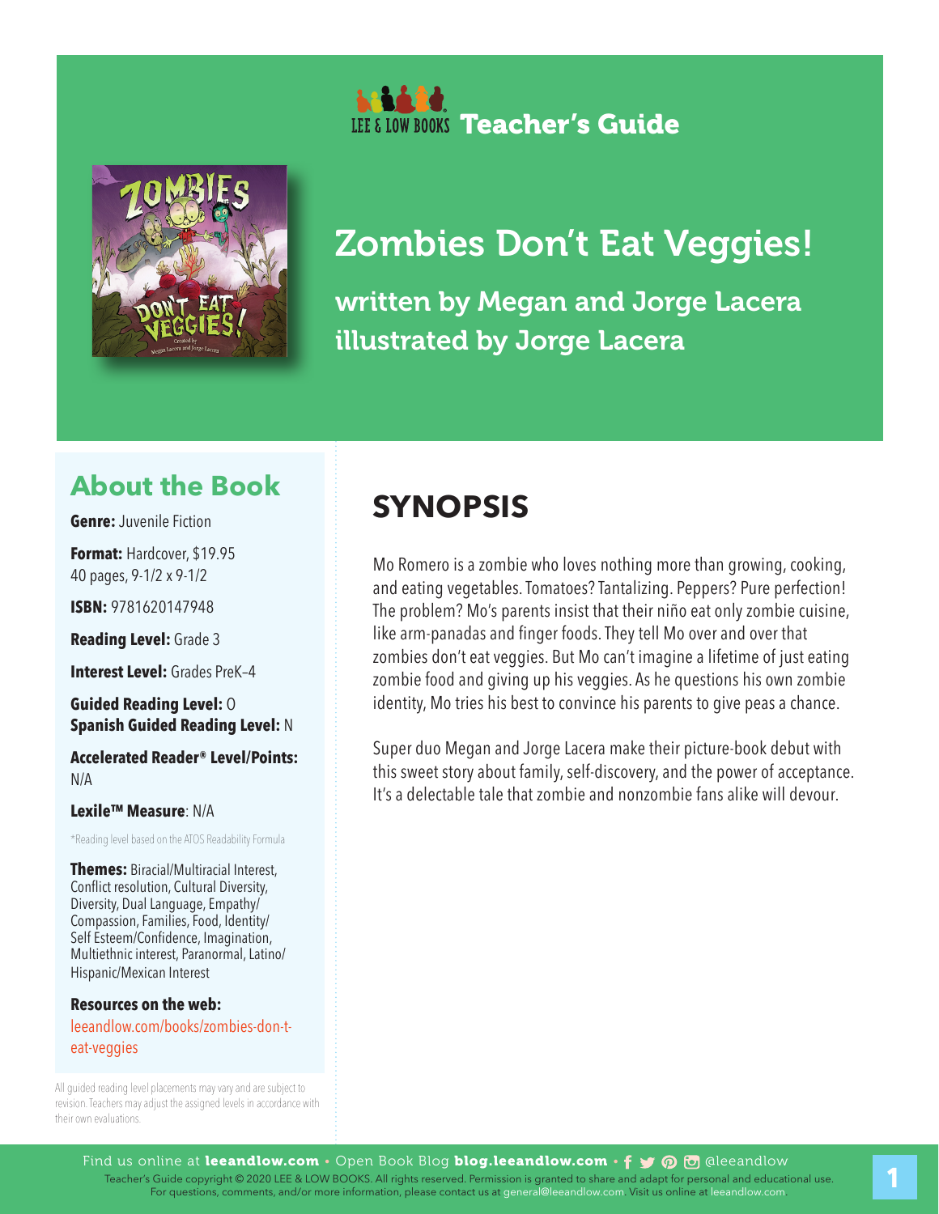LEE & LOW BOOKS **Teacher's Guide**

# Zombies Don't Eat Veggies!

## written by Megan and Jorge Lacera
## illustrated by Jorge Lacera

## About the Book

**Genre:** Juvenile Fiction

**Format:** Hardcover, $19.95
40 pages, 9-1/2 x 9-1/2

**ISBN:** 9781620147948

**Reading Level:** Grade 3

**Interest Level:** Grades PreK–4

**Guided Reading Level:** O
**Spanish Guided Reading Level:** N

**Accelerated Reader® Level/Points:** N/A

**Lexile™ Measure**: N/A

*Reading level based on the ATOS Readability Formula

**Themes:** Biracial/Multiracial Interest, Conflict resolution, Cultural Diversity, Diversity, Dual Language, Empathy/Compassion, Families, Food, Identity/Self Esteem/Confidence, Imagination, Multiethnic interest, Paranormal, Latino/Hispanic/Mexican Interest

**Resources on the web:**
leeandlow.com/books/zombies-don-t-eat-veggies

All guided reading level placements may vary and are subject to revision. Teachers may adjust the assigned levels in accordance with their own evaluations.

## SYNOPSIS

Mo Romero is a zombie who loves nothing more than growing, cooking, and eating vegetables. Tomatoes? Tantalizing. Peppers? Pure perfection! The problem? Mo's parents insist that their niño eat only zombie cuisine, like arm-panadas and finger foods. They tell Mo over and over that zombies don't eat veggies. But Mo can't imagine a lifetime of just eating zombie food and giving up his veggies. As he questions his own zombie identity, Mo tries his best to convince his parents to give peas a chance.

Super duo Megan and Jorge Lacera make their picture-book debut with this sweet story about family, self-discovery, and the power of acceptance. It's a delectable tale that zombie and nonzombie fans alike will devour.

Find us online at **leeandlow.com** • Open Book Blog **blog.leeandlow.com** • @leeandlow
Teacher's Guide copyright © 2020 LEE & LOW BOOKS. All rights reserved. Permission is granted to share and adapt for personal and educational use. For questions, comments, and/or more information, please contact us at general@leeandlow.com. Visit us online at leeandlow.com.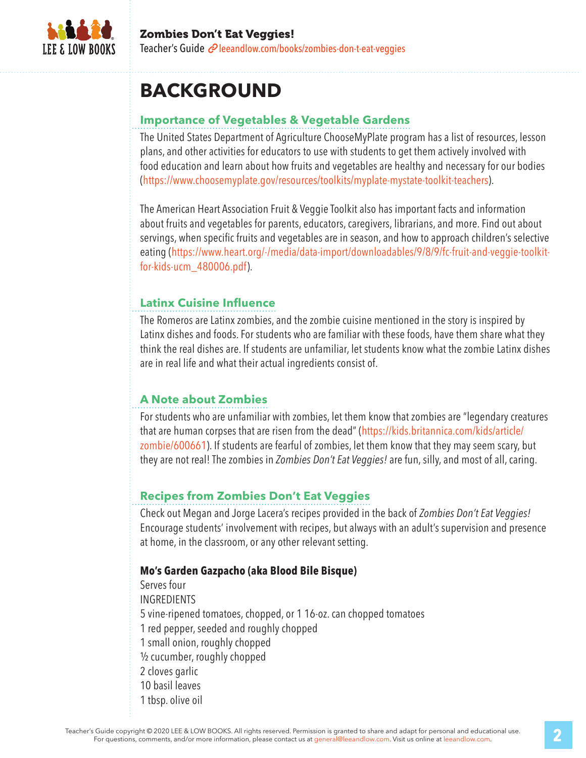# BACKGROUND

## Importance of Vegetables & Vegetable Gardens

The United States Department of Agriculture ChooseMyPlate program has a list of resources, lesson plans, and other activities for educators to use with students to get them actively involved with food education and learn about how fruits and vegetables are healthy and necessary for our bodies (https://www.choosemyplate.gov/resources/toolkits/myplate-mystate-toolkit-teachers).

The American Heart Association Fruit & Veggie Toolkit also has important facts and information about fruits and vegetables for parents, educators, caregivers, librarians, and more. Find out about servings, when specific fruits and vegetables are in season, and how to approach children's selective eating (https://www.heart.org/-/media/data-import/downloadables/9/8/9/fc-fruit-and-veggie-toolkit-for-kids-ucm_480006.pdf).

## Latinx Cuisine Influence

The Romeros are Latinx zombies, and the zombie cuisine mentioned in the story is inspired by Latinx dishes and foods. For students who are familiar with these foods, have them share what they think the real dishes are. If students are unfamiliar, let students know what the zombie Latinx dishes are in real life and what their actual ingredients consist of.

## A Note about Zombies

For students who are unfamiliar with zombies, let them know that zombies are "legendary creatures that are human corpses that are risen from the dead" (https://kids.britannica.com/kids/article/zombie/600661). If students are fearful of zombies, let them know that they may seem scary, but they are not real! The zombies in *Zombies Don't Eat Veggies!* are fun, silly, and most of all, caring.

## Recipes from Zombies Don't Eat Veggies

Check out Megan and Jorge Lacera's recipes provided in the back of *Zombies Don't Eat Veggies!* Encourage students' involvement with recipes, but always with an adult's supervision and presence at home, in the classroom, or any other relevant setting.

**Mo's Garden Gazpacho (aka Blood Bile Bisque)**

Serves four

INGREDIENTS

5 vine-ripened tomatoes, chopped, or 1 16-oz. can chopped tomatoes
1 red pepper, seeded and roughly chopped
1 small onion, roughly chopped
½ cucumber, roughly chopped
2 cloves garlic
10 basil leaves
1 tbsp. olive oil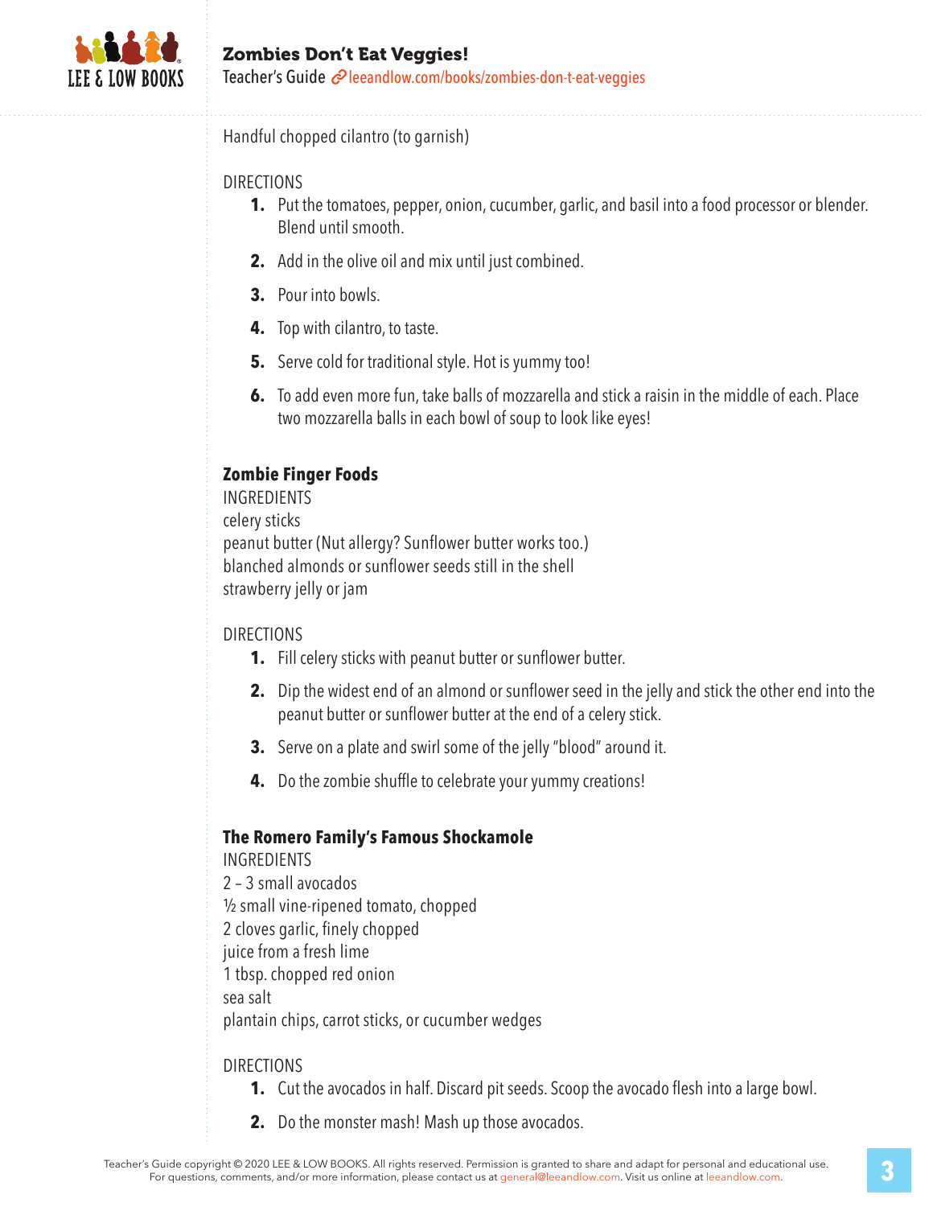Handful chopped cilantro (to garnish)

DIRECTIONS

1. Put the tomatoes, pepper, onion, cucumber, garlic, and basil into a food processor or blender. Blend until smooth.
2. Add in the olive oil and mix until just combined.
3. Pour into bowls.
4. Top with cilantro, to taste.
5. Serve cold for traditional style. Hot is yummy too!
6. To add even more fun, take balls of mozzarella and stick a raisin in the middle of each. Place two mozzarella balls in each bowl of soup to look like eyes!

**Zombie Finger Foods**

INGREDIENTS
celery sticks
peanut butter (Nut allergy? Sunflower butter works too.)
blanched almonds or sunflower seeds still in the shell
strawberry jelly or jam

DIRECTIONS

1. Fill celery sticks with peanut butter or sunflower butter.
2. Dip the widest end of an almond or sunflower seed in the jelly and stick the other end into the peanut butter or sunflower butter at the end of a celery stick.
3. Serve on a plate and swirl some of the jelly "blood" around it.
4. Do the zombie shuffle to celebrate your yummy creations!

**The Romero Family's Famous Shockamole**

INGREDIENTS
2 – 3 small avocados
½ small vine-ripened tomato, chopped
2 cloves garlic, finely chopped
juice from a fresh lime
1 tbsp. chopped red onion
sea salt
plantain chips, carrot sticks, or cucumber wedges

DIRECTIONS

1. Cut the avocados in half. Discard pit seeds. Scoop the avocado flesh into a large bowl.
2. Do the monster mash! Mash up those avocados.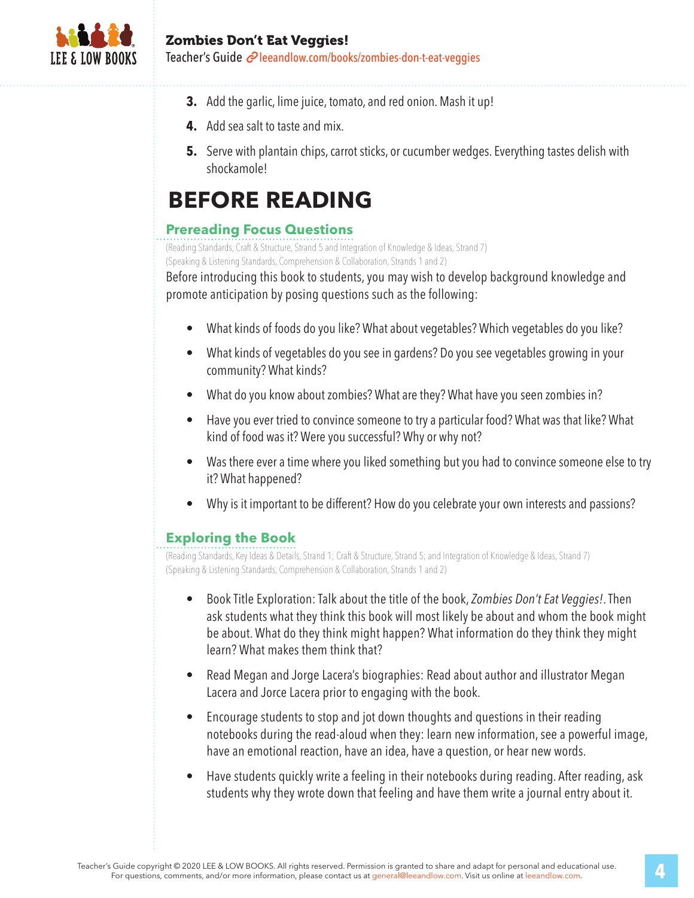3. Add the garlic, lime juice, tomato, and red onion. Mash it up!
4. Add sea salt to taste and mix.
5. Serve with plantain chips, carrot sticks, or cucumber wedges. Everything tastes delish with shockamole!

# BEFORE READING

### Prereading Focus Questions

(Reading Standards, Craft & Structure, Strand 5 and Integration of Knowledge & Ideas, Strand 7)
(Speaking & Listening Standards, Comprehension & Collaboration, Strands 1 and 2)

Before introducing this book to students, you may wish to develop background knowledge and promote anticipation by posing questions such as the following:

- What kinds of foods do you like? What about vegetables? Which vegetables do you like?
- What kinds of vegetables do you see in gardens? Do you see vegetables growing in your community? What kinds?
- What do you know about zombies? What are they? What have you seen zombies in?
- Have you ever tried to convince someone to try a particular food? What was that like? What kind of food was it? Were you successful? Why or why not?
- Was there ever a time where you liked something but you had to convince someone else to try it? What happened?
- Why is it important to be different? How do you celebrate your own interests and passions?

### Exploring the Book

(Reading Standards, Key Ideas & Details, Strand 1; Craft & Structure, Strand 5; and Integration of Knowledge & Ideas, Strand 7)
(Speaking & Listening Standards, Comprehension & Collaboration, Strands 1 and 2)

- Book Title Exploration: Talk about the title of the book, *Zombies Don't Eat Veggies!*. Then ask students what they think this book will most likely be about and whom the book might be about. What do they think might happen? What information do they think they might learn? What makes them think that?
- Read Megan and Jorge Lacera's biographies: Read about author and illustrator Megan Lacera and Jorce Lacera prior to engaging with the book.
- Encourage students to stop and jot down thoughts and questions in their reading notebooks during the read-aloud when they: learn new information, see a powerful image, have an emotional reaction, have an idea, have a question, or hear new words.
- Have students quickly write a feeling in their notebooks during reading. After reading, ask students why they wrote down that feeling and have them write a journal entry about it.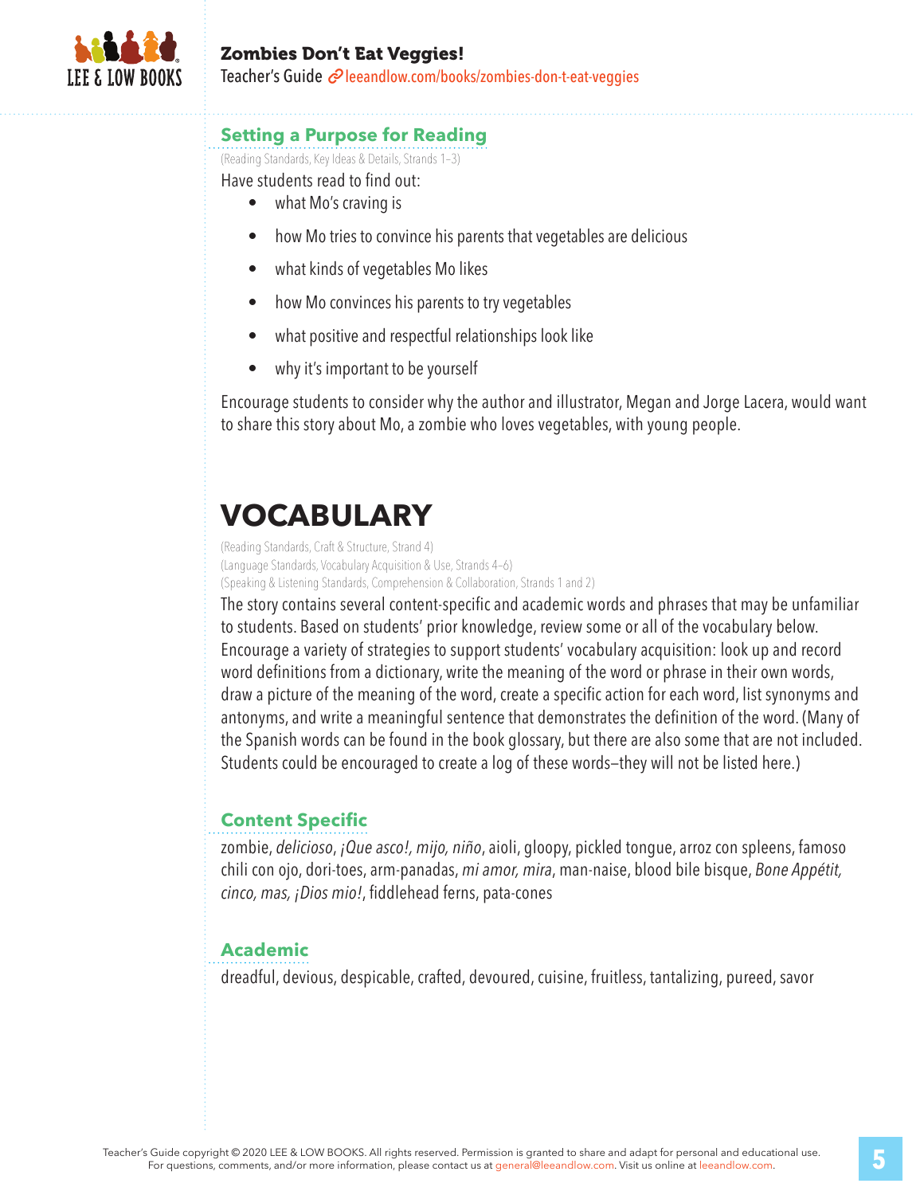### Setting a Purpose for Reading

(Reading Standards, Key Ideas & Details, Strands 1–3)

Have students read to find out:

- what Mo's craving is
- how Mo tries to convince his parents that vegetables are delicious
- what kinds of vegetables Mo likes
- how Mo convinces his parents to try vegetables
- what positive and respectful relationships look like
- why it's important to be yourself

Encourage students to consider why the author and illustrator, Megan and Jorge Lacera, would want to share this story about Mo, a zombie who loves vegetables, with young people.

# VOCABULARY

(Reading Standards, Craft & Structure, Strand 4)
(Language Standards, Vocabulary Acquisition & Use, Strands 4–6)
(Speaking & Listening Standards, Comprehension & Collaboration, Strands 1 and 2)

The story contains several content-specific and academic words and phrases that may be unfamiliar to students. Based on students' prior knowledge, review some or all of the vocabulary below. Encourage a variety of strategies to support students' vocabulary acquisition: look up and record word definitions from a dictionary, write the meaning of the word or phrase in their own words, draw a picture of the meaning of the word, create a specific action for each word, list synonyms and antonyms, and write a meaningful sentence that demonstrates the definition of the word. (Many of the Spanish words can be found in the book glossary, but there are also some that are not included. Students could be encouraged to create a log of these words–they will not be listed here.)

### Content Specific

zombie, *delicioso*, *¡Que asco!, mijo, niño*, aioli, gloopy, pickled tongue, arroz con spleens, famoso chili con ojo, dori-toes, arm-panadas, *mi amor, mira*, man-naise, blood bile bisque, *Bone Appétit, cinco, mas, ¡Dios mio!*, fiddlehead ferns, pata-cones

### Academic

dreadful, devious, despicable, crafted, devoured, cuisine, fruitless, tantalizing, pureed, savor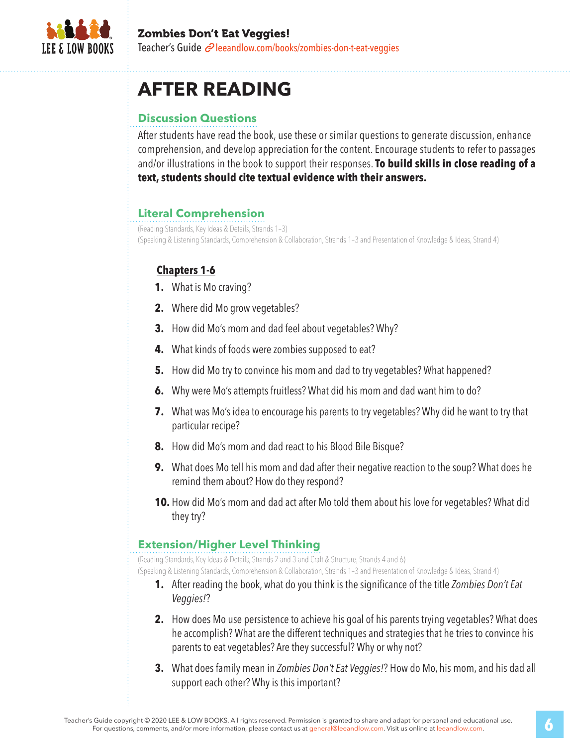# AFTER READING

## Discussion Questions

After students have read the book, use these or similar questions to generate discussion, enhance comprehension, and develop appreciation for the content. Encourage students to refer to passages and/or illustrations in the book to support their responses. **To build skills in close reading of a text, students should cite textual evidence with their answers.**

## Literal Comprehension

(Reading Standards, Key Ideas & Details, Strands 1–3)
(Speaking & Listening Standards, Comprehension & Collaboration, Strands 1–3 and Presentation of Knowledge & Ideas, Strand 4)

### Chapters 1-6

1. What is Mo craving?
2. Where did Mo grow vegetables?
3. How did Mo's mom and dad feel about vegetables? Why?
4. What kinds of foods were zombies supposed to eat?
5. How did Mo try to convince his mom and dad to try vegetables? What happened?
6. Why were Mo's attempts fruitless? What did his mom and dad want him to do?
7. What was Mo's idea to encourage his parents to try vegetables? Why did he want to try that particular recipe?
8. How did Mo's mom and dad react to his Blood Bile Bisque?
9. What does Mo tell his mom and dad after their negative reaction to the soup? What does he remind them about? How do they respond?
10. How did Mo's mom and dad act after Mo told them about his love for vegetables? What did they try?

## Extension/Higher Level Thinking

(Reading Standards, Key Ideas & Details, Strands 2 and 3 and Craft & Structure, Strands 4 and 6)
(Speaking & Listening Standards, Comprehension & Collaboration, Strands 1–3 and Presentation of Knowledge & Ideas, Strand 4)

1. After reading the book, what do you think is the significance of the title *Zombies Don't Eat Veggies!*?
2. How does Mo use persistence to achieve his goal of his parents trying vegetables? What does he accomplish? What are the different techniques and strategies that he tries to convince his parents to eat vegetables? Are they successful? Why or why not?
3. What does family mean in *Zombies Don't Eat Veggies!*? How do Mo, his mom, and his dad all support each other? Why is this important?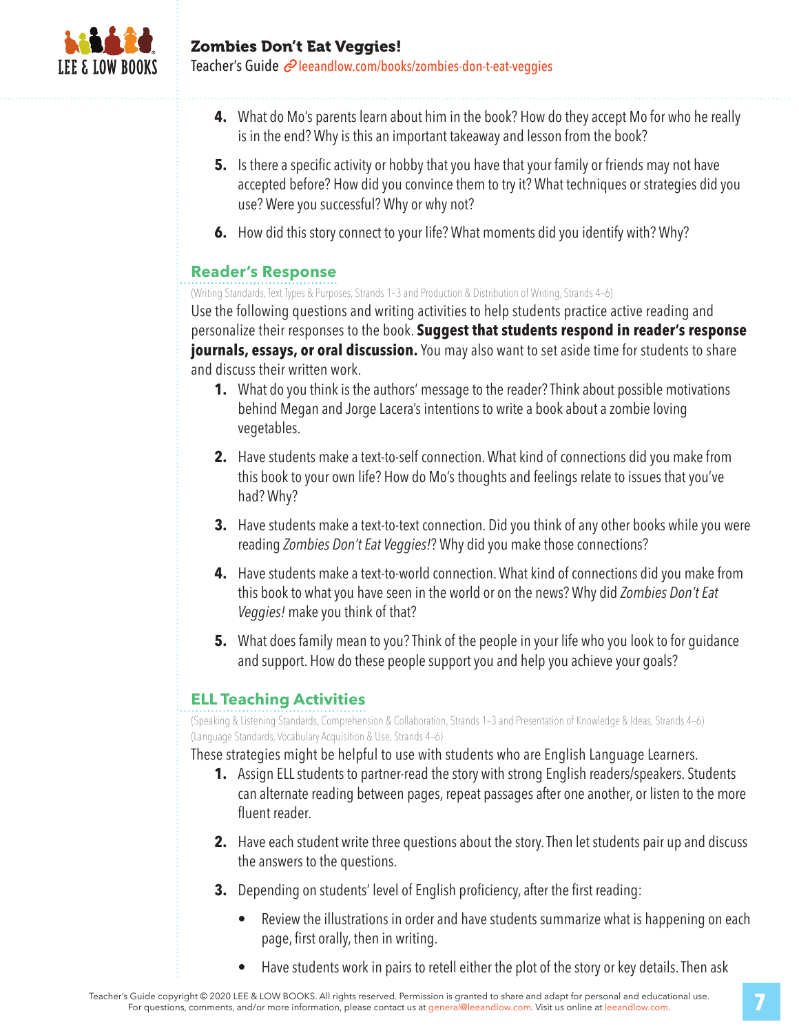4. What do Mo's parents learn about him in the book? How do they accept Mo for who he really is in the end? Why is this an important takeaway and lesson from the book?

5. Is there a specific activity or hobby that you have that your family or friends may not have accepted before? How did you convince them to try it? What techniques or strategies did you use? Were you successful? Why or why not?

6. How did this story connect to your life? What moments did you identify with? Why?

## Reader's Response

(Writing Standards, Text Types & Purposes, Strands 1–3 and Production & Distribution of Writing, Strands 4–6)

Use the following questions and writing activities to help students practice active reading and personalize their responses to the book. **Suggest that students respond in reader's response journals, essays, or oral discussion.** You may also want to set aside time for students to share and discuss their written work.

1. What do you think is the authors' message to the reader? Think about possible motivations behind Megan and Jorge Lacera's intentions to write a book about a zombie loving vegetables.

2. Have students make a text-to-self connection. What kind of connections did you make from this book to your own life? How do Mo's thoughts and feelings relate to issues that you've had? Why?

3. Have students make a text-to-text connection. Did you think of any other books while you were reading *Zombies Don't Eat Veggies!*? Why did you make those connections?

4. Have students make a text-to-world connection. What kind of connections did you make from this book to what you have seen in the world or on the news? Why did *Zombies Don't Eat Veggies!* make you think of that?

5. What does family mean to you? Think of the people in your life who you look to for guidance and support. How do these people support you and help you achieve your goals?

## ELL Teaching Activities

(Speaking & Listening Standards, Comprehension & Collaboration, Strands 1–3 and Presentation of Knowledge & Ideas, Strands 4–6)
(Language Standards, Vocabulary Acquisition & Use, Strands 4–6)

These strategies might be helpful to use with students who are English Language Learners.

1. Assign ELL students to partner-read the story with strong English readers/speakers. Students can alternate reading between pages, repeat passages after one another, or listen to the more fluent reader.

2. Have each student write three questions about the story. Then let students pair up and discuss the answers to the questions.

3. Depending on students' level of English proficiency, after the first reading:

   - Review the illustrations in order and have students summarize what is happening on each page, first orally, then in writing.

   - Have students work in pairs to retell either the plot of the story or key details. Then ask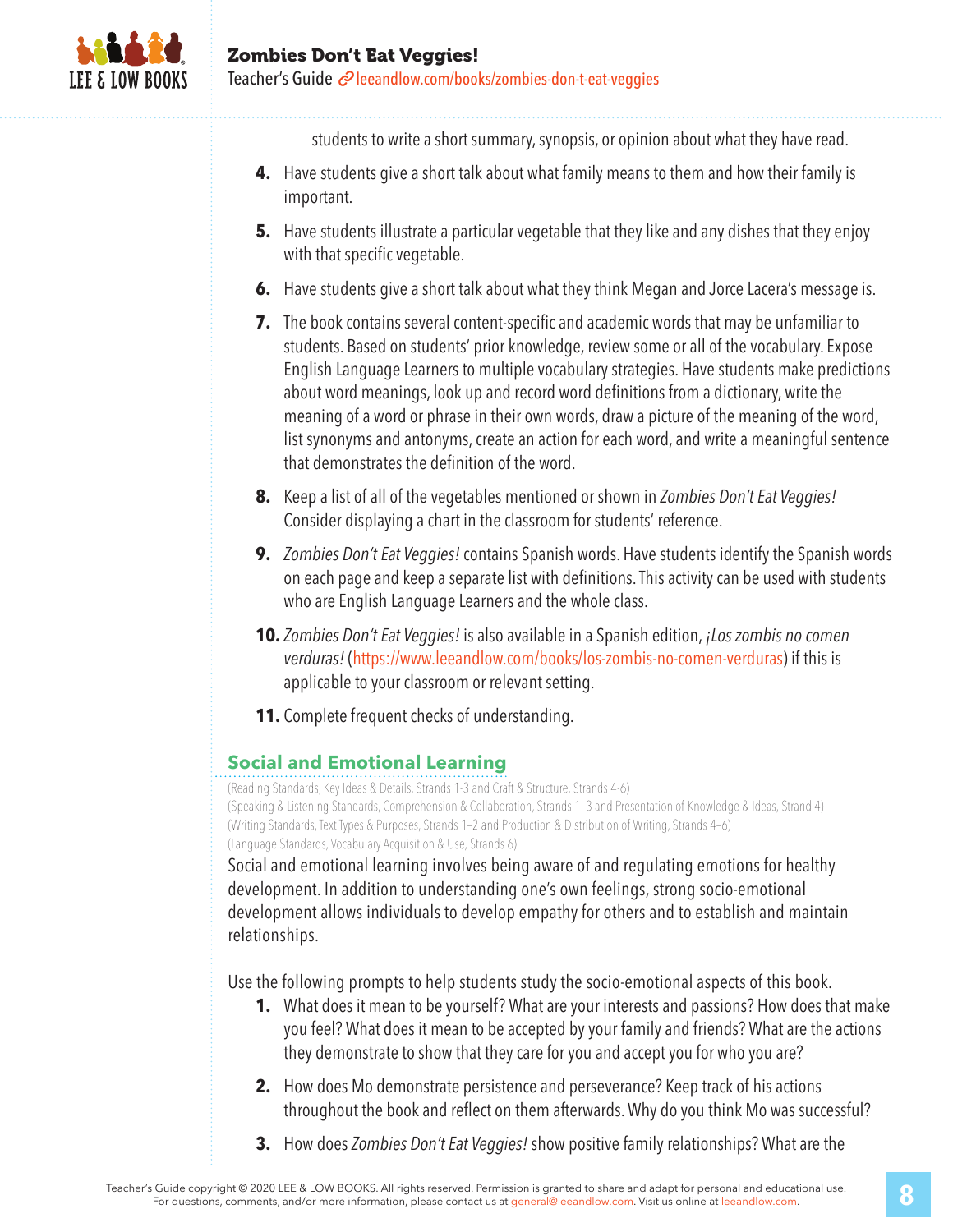students to write a short summary, synopsis, or opinion about what they have read.

4. Have students give a short talk about what family means to them and how their family is important.

5. Have students illustrate a particular vegetable that they like and any dishes that they enjoy with that specific vegetable.

6. Have students give a short talk about what they think Megan and Jorce Lacera's message is.

7. The book contains several content-specific and academic words that may be unfamiliar to students. Based on students' prior knowledge, review some or all of the vocabulary. Expose English Language Learners to multiple vocabulary strategies. Have students make predictions about word meanings, look up and record word definitions from a dictionary, write the meaning of a word or phrase in their own words, draw a picture of the meaning of the word, list synonyms and antonyms, create an action for each word, and write a meaningful sentence that demonstrates the definition of the word.

8. Keep a list of all of the vegetables mentioned or shown in *Zombies Don't Eat Veggies!* Consider displaying a chart in the classroom for students' reference.

9. *Zombies Don't Eat Veggies!* contains Spanish words. Have students identify the Spanish words on each page and keep a separate list with definitions. This activity can be used with students who are English Language Learners and the whole class.

10. *Zombies Don't Eat Veggies!* is also available in a Spanish edition, *¡Los zombis no comen verduras!* (https://www.leeandlow.com/books/los-zombis-no-comen-verduras) if this is applicable to your classroom or relevant setting.

11. Complete frequent checks of understanding.

## Social and Emotional Learning

(Reading Standards, Key Ideas & Details, Strands 1-3 and Craft & Structure, Strands 4-6)
(Speaking & Listening Standards, Comprehension & Collaboration, Strands 1–3 and Presentation of Knowledge & Ideas, Strand 4)
(Writing Standards, Text Types & Purposes, Strands 1–2 and Production & Distribution of Writing, Strands 4–6)
(Language Standards, Vocabulary Acquisition & Use, Strands 6)

Social and emotional learning involves being aware of and regulating emotions for healthy development. In addition to understanding one's own feelings, strong socio-emotional development allows individuals to develop empathy for others and to establish and maintain relationships.

Use the following prompts to help students study the socio-emotional aspects of this book.

1. What does it mean to be yourself? What are your interests and passions? How does that make you feel? What does it mean to be accepted by your family and friends? What are the actions they demonstrate to show that they care for you and accept you for who you are?

2. How does Mo demonstrate persistence and perseverance? Keep track of his actions throughout the book and reflect on them afterwards. Why do you think Mo was successful?

3. How does *Zombies Don't Eat Veggies!* show positive family relationships? What are the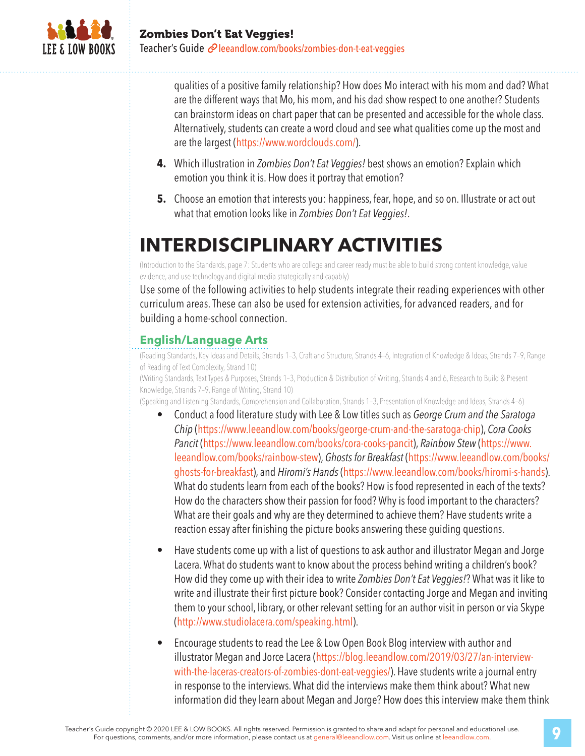qualities of a positive family relationship? How does Mo interact with his mom and dad? What are the different ways that Mo, his mom, and his dad show respect to one another? Students can brainstorm ideas on chart paper that can be presented and accessible for the whole class. Alternatively, students can create a word cloud and see what qualities come up the most and are the largest (https://www.wordclouds.com/).

4. Which illustration in *Zombies Don't Eat Veggies!* best shows an emotion? Explain which emotion you think it is. How does it portray that emotion?

5. Choose an emotion that interests you: happiness, fear, hope, and so on. Illustrate or act out what that emotion looks like in *Zombies Don't Eat Veggies!*.

# INTERDISCIPLINARY ACTIVITIES

(Introduction to the Standards, page 7: Students who are college and career ready must be able to build strong content knowledge, value evidence, and use technology and digital media strategically and capably)

Use some of the following activities to help students integrate their reading experiences with other curriculum areas. These can also be used for extension activities, for advanced readers, and for building a home-school connection.

## English/Language Arts

(Reading Standards, Key Ideas and Details, Strands 1–3, Craft and Structure, Strands 4–6, Integration of Knowledge & Ideas, Strands 7–9, Range of Reading of Text Complexity, Strand 10)

(Writing Standards, Text Types & Purposes, Strands 1–3, Production & Distribution of Writing, Strands 4 and 6, Research to Build & Present Knowledge, Strands 7–9, Range of Writing, Strand 10)

(Speaking and Listening Standards, Comprehension and Collaboration, Strands 1–3, Presentation of Knowledge and Ideas, Strands 4–6)

- Conduct a food literature study with Lee & Low titles such as *George Crum and the Saratoga Chip* (https://www.leeandlow.com/books/george-crum-and-the-saratoga-chip), *Cora Cooks Pancit* (https://www.leeandlow.com/books/cora-cooks-pancit), *Rainbow Stew* (https://www.leeandlow.com/books/rainbow-stew), *Ghosts for Breakfast* (https://www.leeandlow.com/books/ghosts-for-breakfast), and *Hiromi's Hands* (https://www.leeandlow.com/books/hiromi-s-hands). What do students learn from each of the books? How is food represented in each of the texts? How do the characters show their passion for food? Why is food important to the characters? What are their goals and why are they determined to achieve them? Have students write a reaction essay after finishing the picture books answering these guiding questions.

- Have students come up with a list of questions to ask author and illustrator Megan and Jorge Lacera. What do students want to know about the process behind writing a children's book? How did they come up with their idea to write *Zombies Don't Eat Veggies!*? What was it like to write and illustrate their first picture book? Consider contacting Jorge and Megan and inviting them to your school, library, or other relevant setting for an author visit in person or via Skype (http://www.studiolacera.com/speaking.html).

- Encourage students to read the Lee & Low Open Book Blog interview with author and illustrator Megan and Jorce Lacera (https://blog.leeandlow.com/2019/03/27/an-interview-with-the-laceras-creators-of-zombies-dont-eat-veggies/). Have students write a journal entry in response to the interviews. What did the interviews make them think about? What new information did they learn about Megan and Jorge? How does this interview make them think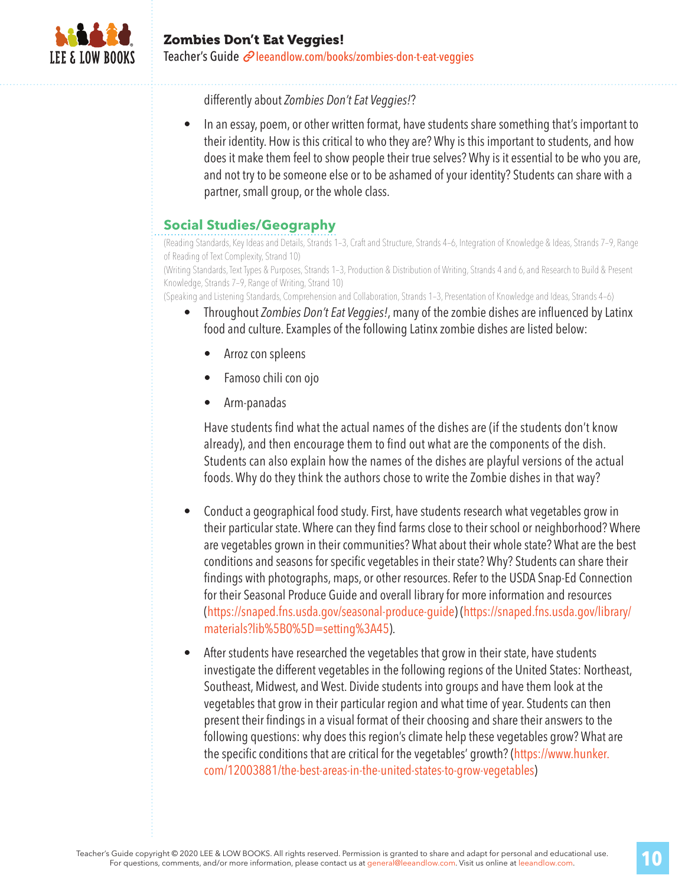differently about *Zombies Don't Eat Veggies!*?

- In an essay, poem, or other written format, have students share something that's important to their identity. How is this critical to who they are? Why is this important to students, and how does it make them feel to show people their true selves? Why is it essential to be who you are, and not try to be someone else or to be ashamed of your identity? Students can share with a partner, small group, or the whole class.

## Social Studies/Geography

(Reading Standards, Key Ideas and Details, Strands 1–3, Craft and Structure, Strands 4–6, Integration of Knowledge & Ideas, Strands 7–9, Range of Reading of Text Complexity, Strand 10)

(Writing Standards, Text Types & Purposes, Strands 1–3, Production & Distribution of Writing, Strands 4 and 6, and Research to Build & Present Knowledge, Strands 7–9, Range of Writing, Strand 10)

(Speaking and Listening Standards, Comprehension and Collaboration, Strands 1–3, Presentation of Knowledge and Ideas, Strands 4–6)

- Throughout *Zombies Don't Eat Veggies!*, many of the zombie dishes are influenced by Latinx food and culture. Examples of the following Latinx zombie dishes are listed below:
    - Arroz con spleens
    - Famoso chili con ojo
    - Arm-panadas

  Have students find what the actual names of the dishes are (if the students don't know already), and then encourage them to find out what are the components of the dish. Students can also explain how the names of the dishes are playful versions of the actual foods. Why do they think the authors chose to write the Zombie dishes in that way?

- Conduct a geographical food study. First, have students research what vegetables grow in their particular state. Where can they find farms close to their school or neighborhood? Where are vegetables grown in their communities? What about their whole state? What are the best conditions and seasons for specific vegetables in their state? Why? Students can share their findings with photographs, maps, or other resources. Refer to the USDA Snap-Ed Connection for their Seasonal Produce Guide and overall library for more information and resources (https://snaped.fns.usda.gov/seasonal-produce-guide) (https://snaped.fns.usda.gov/library/materials?lib%5B0%5D=setting%3A45).

- After students have researched the vegetables that grow in their state, have students investigate the different vegetables in the following regions of the United States: Northeast, Southeast, Midwest, and West. Divide students into groups and have them look at the vegetables that grow in their particular region and what time of year. Students can then present their findings in a visual format of their choosing and share their answers to the following questions: why does this region's climate help these vegetables grow? What are the specific conditions that are critical for the vegetables' growth? (https://www.hunker.com/12003881/the-best-areas-in-the-united-states-to-grow-vegetables)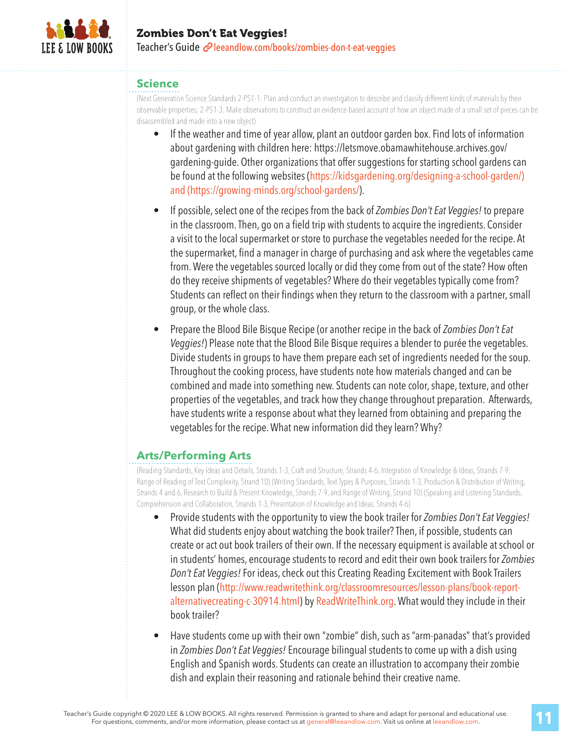## Science

(Next Generation Science Standards 2-PS1-1: Plan and conduct an investigation to describe and classify different kinds of materials by their observable properties; 2-PS1-3: Make observations to construct an evidence-based account of how an object made of a small set of pieces can be disassembled and made into a new object).

- If the weather and time of year allow, plant an outdoor garden box. Find lots of information about gardening with children here: https://letsmove.obamawhitehouse.archives.gov/gardening-guide. Other organizations that offer suggestions for starting school gardens can be found at the following websites (https://kidsgardening.org/designing-a-school-garden/) and (https://growing-minds.org/school-gardens/).
- If possible, select one of the recipes from the back of *Zombies Don't Eat Veggies!* to prepare in the classroom. Then, go on a field trip with students to acquire the ingredients. Consider a visit to the local supermarket or store to purchase the vegetables needed for the recipe. At the supermarket, find a manager in charge of purchasing and ask where the vegetables came from. Were the vegetables sourced locally or did they come from out of the state? How often do they receive shipments of vegetables? Where do their vegetables typically come from? Students can reflect on their findings when they return to the classroom with a partner, small group, or the whole class.
- Prepare the Blood Bile Bisque Recipe (or another recipe in the back of *Zombies Don't Eat Veggies!*) Please note that the Blood Bile Bisque requires a blender to purée the vegetables. Divide students in groups to have them prepare each set of ingredients needed for the soup. Throughout the cooking process, have students note how materials changed and can be combined and made into something new. Students can note color, shape, texture, and other properties of the vegetables, and track how they change throughout preparation. Afterwards, have students write a response about what they learned from obtaining and preparing the vegetables for the recipe. What new information did they learn? Why?

## Arts/Performing Arts

(Reading Standards, Key Ideas and Details, Strands 1-3, Craft and Structure, Strands 4-6, Integration of Knowledge & Ideas, Strands 7-9, Range of Reading of Text Complexity, Strand 10) (Writing Standards, Text Types & Purposes, Strands 1-3, Production & Distribution of Writing, Strands 4 and 6, Research to Build & Present Knowledge, Strands 7-9, and Range of Writing, Strand 10) (Speaking and Listening Standards, Comprehension and Collaboration, Strands 1-3, Presentation of Knowledge and Ideas, Strands 4-6)

- Provide students with the opportunity to view the book trailer for *Zombies Don't Eat Veggies!* What did students enjoy about watching the book trailer? Then, if possible, students can create or act out book trailers of their own. If the necessary equipment is available at school or in students' homes, encourage students to record and edit their own book trailers for *Zombies Don't Eat Veggies!* For ideas, check out this Creating Reading Excitement with Book Trailers lesson plan (http://www.readwritethink.org/classroomresources/lesson-plans/book-report-alternativecreating-c-30914.html) by ReadWriteThink.org. What would they include in their book trailer?
- Have students come up with their own "zombie" dish, such as "arm-panadas" that's provided in *Zombies Don't Eat Veggies!* Encourage bilingual students to come up with a dish using English and Spanish words. Students can create an illustration to accompany their zombie dish and explain their reasoning and rationale behind their creative name.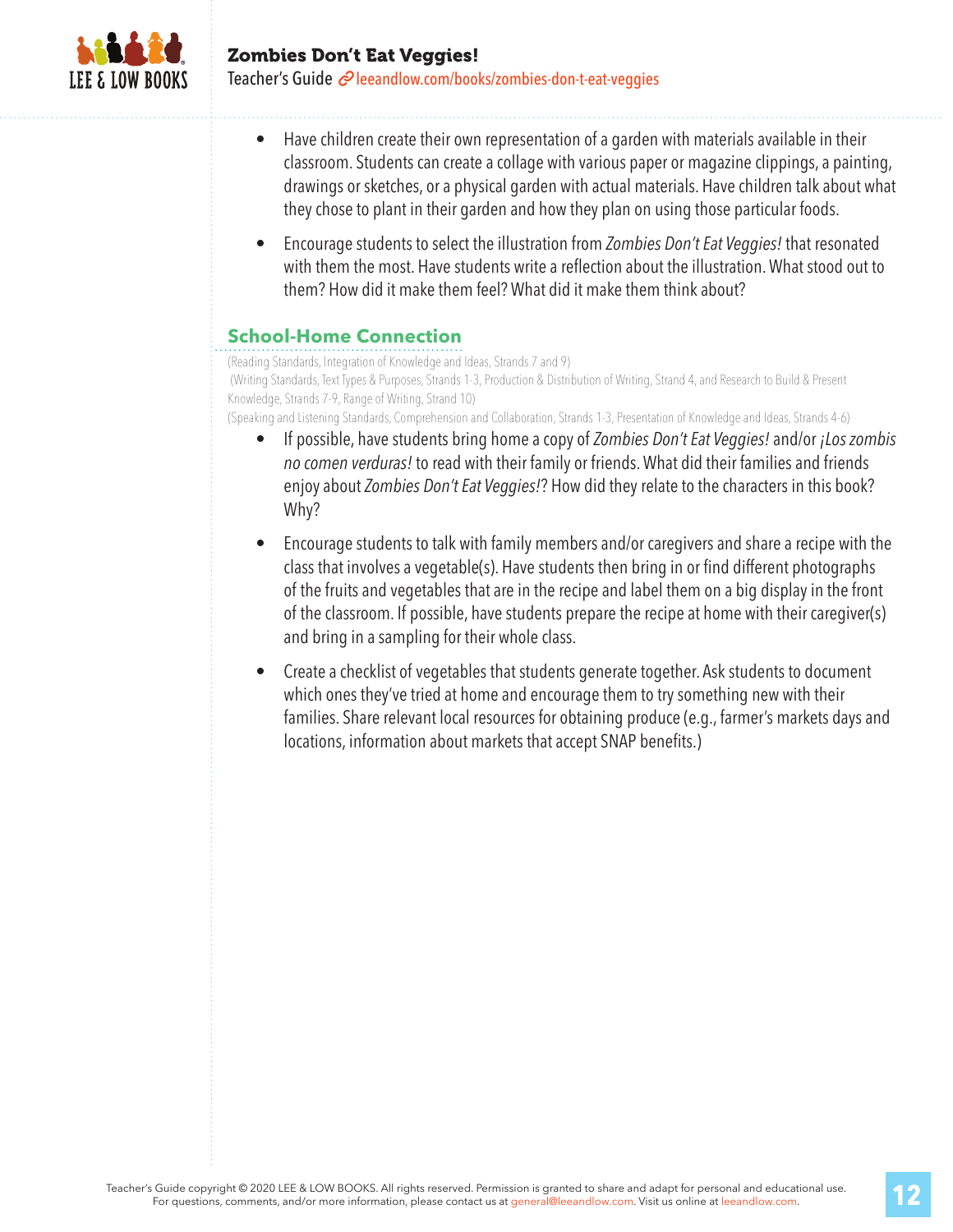- Have children create their own representation of a garden with materials available in their classroom. Students can create a collage with various paper or magazine clippings, a painting, drawings or sketches, or a physical garden with actual materials. Have children talk about what they chose to plant in their garden and how they plan on using those particular foods.

- Encourage students to select the illustration from *Zombies Don't Eat Veggies!* that resonated with them the most. Have students write a reflection about the illustration. What stood out to them? How did it make them feel? What did it make them think about?

## School-Home Connection

(Reading Standards, Integration of Knowledge and Ideas, Strands 7 and 9)
(Writing Standards, Text Types & Purposes, Strands 1-3, Production & Distribution of Writing, Strand 4, and Research to Build & Present Knowledge, Strands 7-9, Range of Writing, Strand 10)
(Speaking and Listening Standards, Comprehension and Collaboration, Strands 1-3, Presentation of Knowledge and Ideas, Strands 4-6)

- If possible, have students bring home a copy of *Zombies Don't Eat Veggies!* and/or *¡Los zombis no comen verduras!* to read with their family or friends. What did their families and friends enjoy about *Zombies Don't Eat Veggies!*? How did they relate to the characters in this book? Why?

- Encourage students to talk with family members and/or caregivers and share a recipe with the class that involves a vegetable(s). Have students then bring in or find different photographs of the fruits and vegetables that are in the recipe and label them on a big display in the front of the classroom. If possible, have students prepare the recipe at home with their caregiver(s) and bring in a sampling for their whole class.

- Create a checklist of vegetables that students generate together. Ask students to document which ones they've tried at home and encourage them to try something new with their families. Share relevant local resources for obtaining produce (e.g., farmer's markets days and locations, information about markets that accept SNAP benefits.)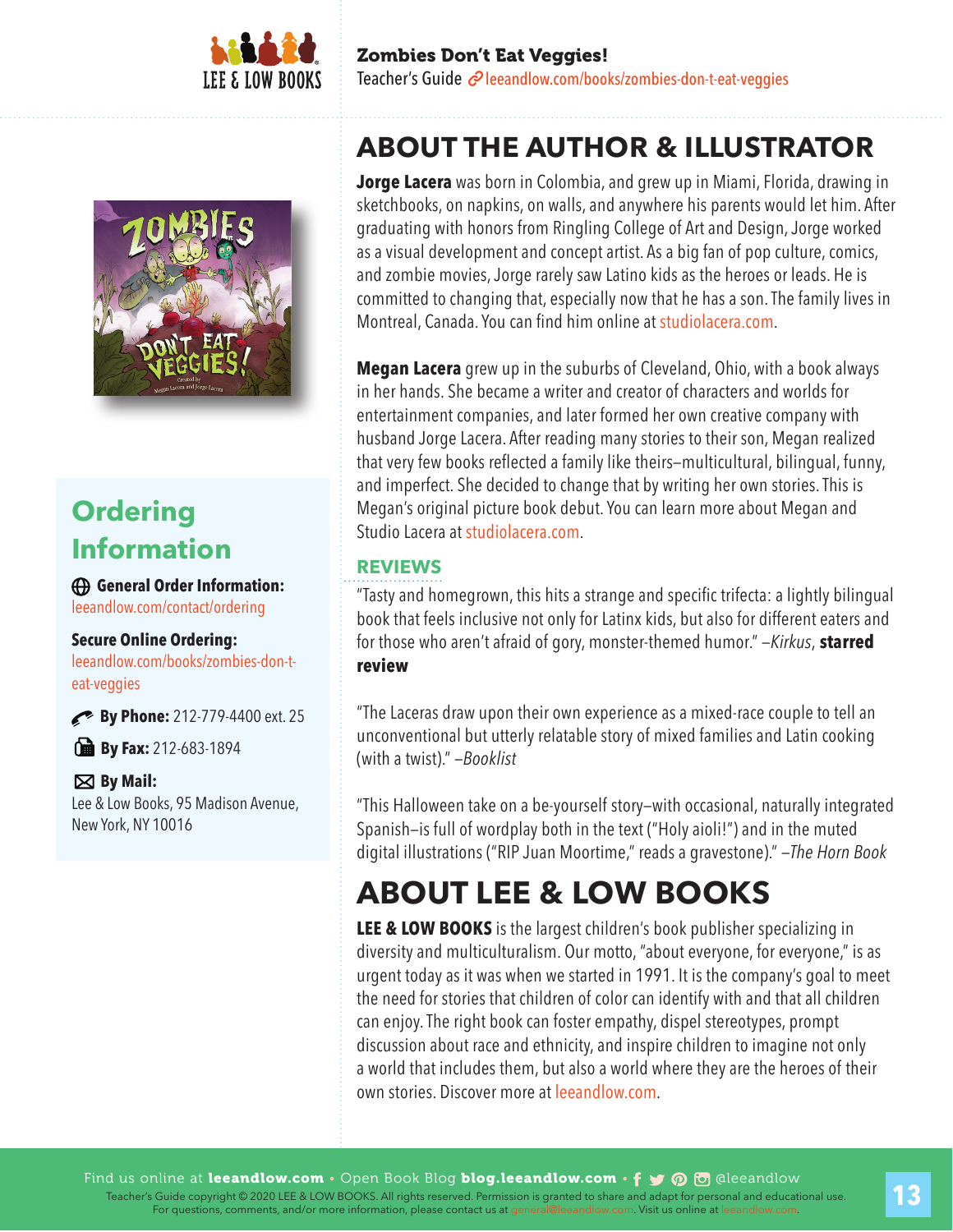## ABOUT THE AUTHOR & ILLUSTRATOR

**Jorge Lacera** was born in Colombia, and grew up in Miami, Florida, drawing in sketchbooks, on napkins, on walls, and anywhere his parents would let him. After graduating with honors from Ringling College of Art and Design, Jorge worked as a visual development and concept artist. As a big fan of pop culture, comics, and zombie movies, Jorge rarely saw Latino kids as the heroes or leads. He is committed to changing that, especially now that he has a son. The family lives in Montreal, Canada. You can find him online at studiolacera.com.

**Megan Lacera** grew up in the suburbs of Cleveland, Ohio, with a book always in her hands. She became a writer and creator of characters and worlds for entertainment companies, and later formed her own creative company with husband Jorge Lacera. After reading many stories to their son, Megan realized that very few books reflected a family like theirs–multicultural, bilingual, funny, and imperfect. She decided to change that by writing her own stories. This is Megan's original picture book debut. You can learn more about Megan and Studio Lacera at studiolacera.com.

### REVIEWS

"Tasty and homegrown, this hits a strange and specific trifecta: a lightly bilingual book that feels inclusive not only for Latinx kids, but also for different eaters and for those who aren't afraid of gory, monster-themed humor." –*Kirkus*, **starred review**

"The Laceras draw upon their own experience as a mixed-race couple to tell an unconventional but utterly relatable story of mixed families and Latin cooking (with a twist)." –*Booklist*

"This Halloween take on a be-yourself story–with occasional, naturally integrated Spanish–is full of wordplay both in the text ("Holy aioli!") and in the muted digital illustrations ("RIP Juan Moortime," reads a gravestone)." –*The Horn Book*

## ABOUT LEE & LOW BOOKS

**LEE & LOW BOOKS** is the largest children's book publisher specializing in diversity and multiculturalism. Our motto, "about everyone, for everyone," is as urgent today as it was when we started in 1991. It is the company's goal to meet the need for stories that children of color can identify with and that all children can enjoy. The right book can foster empathy, dispel stereotypes, prompt discussion about race and ethnicity, and inspire children to imagine not only a world that includes them, but also a world where they are the heroes of their own stories. Discover more at leeandlow.com.

## Ordering Information

**General Order Information:**
leeandlow.com/contact/ordering

**Secure Online Ordering:**
leeandlow.com/books/zombies-don-t-eat-veggies

**By Phone:** 212-779-4400 ext. 25

**By Fax:** 212-683-1894

**By Mail:**
Lee & Low Books, 95 Madison Avenue, New York, NY 10016

Find us online at **leeandlow.com** • Open Book Blog **blog.leeandlow.com** • @leeandlow

Teacher's Guide copyright © 2020 LEE & LOW BOOKS. All rights reserved. Permission is granted to share and adapt for personal and educational use. For questions, comments, and/or more information, please contact us at general@leeandlow.com. Visit us online at leeandlow.com.